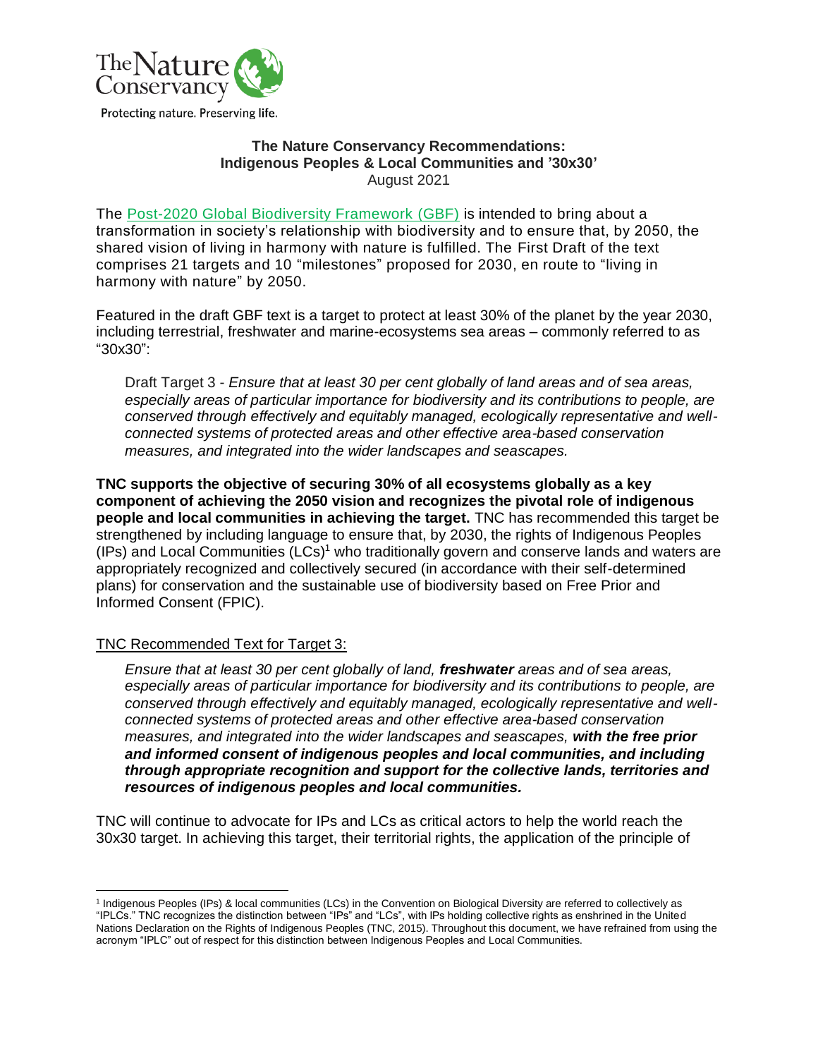The Nature Conservancy

Protecting nature. Preserving life.

**The Nature Conservancy Recommendations:**
**Indigenous Peoples & Local Communities and '30x30'**
August 2021

The Post-2020 Global Biodiversity Framework (GBF) is intended to bring about a transformation in society's relationship with biodiversity and to ensure that, by 2050, the shared vision of living in harmony with nature is fulfilled. The First Draft of the text comprises 21 targets and 10 "milestones" proposed for 2030, en route to "living in harmony with nature" by 2050.

Featured in the draft GBF text is a target to protect at least 30% of the planet by the year 2030, including terrestrial, freshwater and marine-ecosystems sea areas – commonly referred to as "30x30":

> Draft Target 3 - *Ensure that at least 30 per cent globally of land areas and of sea areas, especially areas of particular importance for biodiversity and its contributions to people, are conserved through effectively and equitably managed, ecologically representative and well-connected systems of protected areas and other effective area-based conservation measures, and integrated into the wider landscapes and seascapes.*

**TNC supports the objective of securing 30% of all ecosystems globally as a key component of achieving the 2050 vision and recognizes the pivotal role of indigenous people and local communities in achieving the target.** TNC has recommended this target be strengthened by including language to ensure that, by 2030, the rights of Indigenous Peoples (IPs) and Local Communities (LCs)[1] who traditionally govern and conserve lands and waters are appropriately recognized and collectively secured (in accordance with their self-determined plans) for conservation and the sustainable use of biodiversity based on Free Prior and Informed Consent (FPIC).

TNC Recommended Text for Target 3:

> *Ensure that at least 30 per cent globally of land, **freshwater** areas and of sea areas, especially areas of particular importance for biodiversity and its contributions to people, are conserved through effectively and equitably managed, ecologically representative and well-connected systems of protected areas and other effective area-based conservation measures, and integrated into the wider landscapes and seascapes, **with the free prior and informed consent of indigenous peoples and local communities, and including through appropriate recognition and support for the collective lands, territories and resources of indigenous peoples and local communities.***

TNC will continue to advocate for IPs and LCs as critical actors to help the world reach the 30x30 target. In achieving this target, their territorial rights, the application of the principle of

[1] Indigenous Peoples (IPs) & local communities (LCs) in the Convention on Biological Diversity are referred to collectively as "IPLCs." TNC recognizes the distinction between "IPs" and "LCs", with IPs holding collective rights as enshrined in the United Nations Declaration on the Rights of Indigenous Peoples (TNC, 2015). Throughout this document, we have refrained from using the acronym "IPLC" out of respect for this distinction between Indigenous Peoples and Local Communities.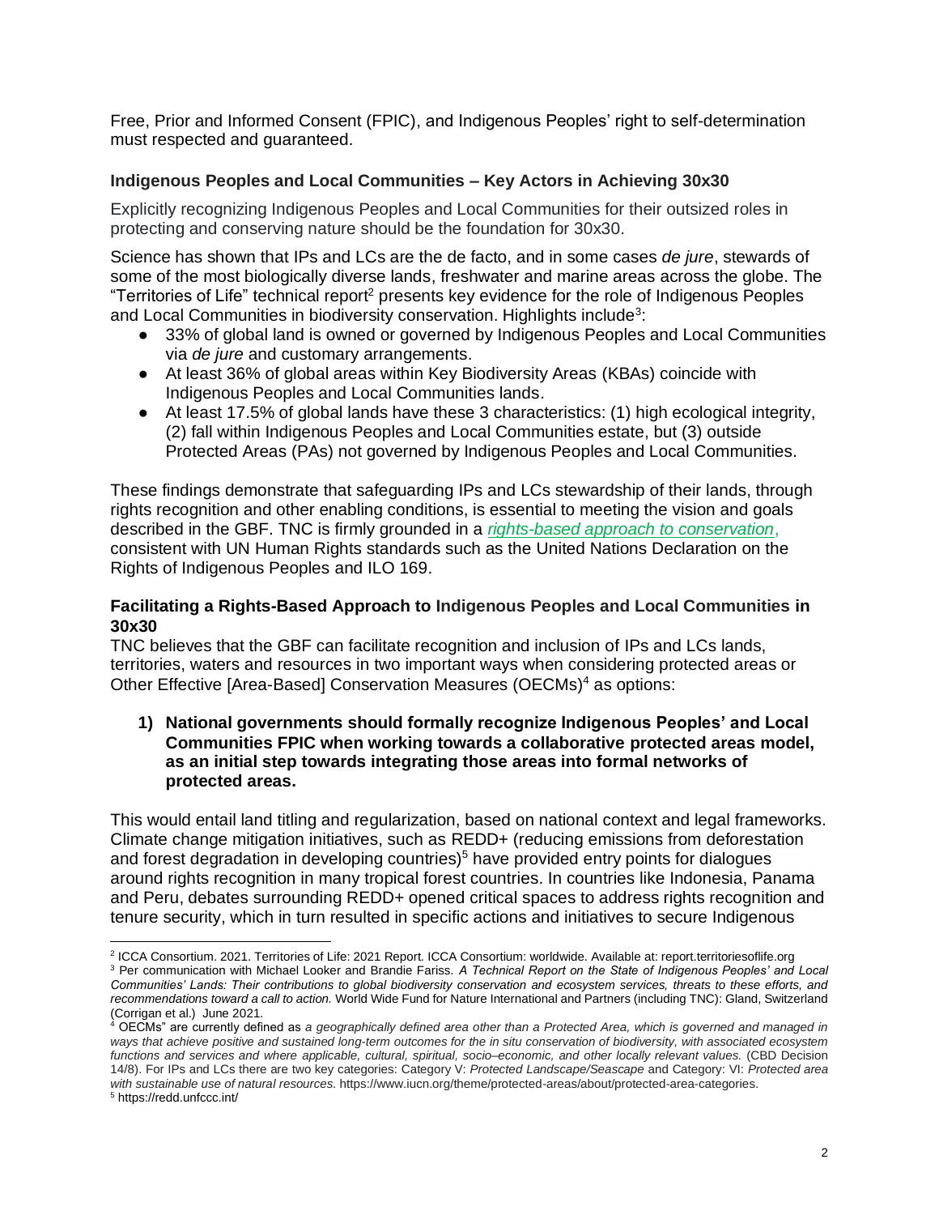Free, Prior and Informed Consent (FPIC), and Indigenous Peoples' right to self-determination must respected and guaranteed.

### Indigenous Peoples and Local Communities – Key Actors in Achieving 30x30

Explicitly recognizing Indigenous Peoples and Local Communities for their outsized roles in protecting and conserving nature should be the foundation for 30x30.

Science has shown that IPs and LCs are the de facto, and in some cases *de jure*, stewards of some of the most biologically diverse lands, freshwater and marine areas across the globe. The "Territories of Life" technical report[2] presents key evidence for the role of Indigenous Peoples and Local Communities in biodiversity conservation. Highlights include[3]:

- 33% of global land is owned or governed by Indigenous Peoples and Local Communities via *de jure* and customary arrangements.
- At least 36% of global areas within Key Biodiversity Areas (KBAs) coincide with Indigenous Peoples and Local Communities lands.
- At least 17.5% of global lands have these 3 characteristics: (1) high ecological integrity, (2) fall within Indigenous Peoples and Local Communities estate, but (3) outside Protected Areas (PAs) not governed by Indigenous Peoples and Local Communities.

These findings demonstrate that safeguarding IPs and LCs stewardship of their lands, through rights recognition and other enabling conditions, is essential to meeting the vision and goals described in the GBF. TNC is firmly grounded in a *rights-based approach to conservation*, consistent with UN Human Rights standards such as the United Nations Declaration on the Rights of Indigenous Peoples and ILO 169.

### Facilitating a Rights-Based Approach to Indigenous Peoples and Local Communities in 30x30

TNC believes that the GBF can facilitate recognition and inclusion of IPs and LCs lands, territories, waters and resources in two important ways when considering protected areas or Other Effective [Area-Based] Conservation Measures (OECMs)[4] as options:

1) **National governments should formally recognize Indigenous Peoples' and Local Communities FPIC when working towards a collaborative protected areas model, as an initial step towards integrating those areas into formal networks of protected areas.**

This would entail land titling and regularization, based on national context and legal frameworks. Climate change mitigation initiatives, such as REDD+ (reducing emissions from deforestation and forest degradation in developing countries)[5] have provided entry points for dialogues around rights recognition in many tropical forest countries. In countries like Indonesia, Panama and Peru, debates surrounding REDD+ opened critical spaces to address rights recognition and tenure security, which in turn resulted in specific actions and initiatives to secure Indigenous

---

[2] ICCA Consortium. 2021. Territories of Life: 2021 Report. ICCA Consortium: worldwide. Available at: report.territoriesoflife.org

[3] Per communication with Michael Looker and Brandie Fariss. *A Technical Report on the State of Indigenous Peoples' and Local Communities' Lands: Their contributions to global biodiversity conservation and ecosystem services, threats to these efforts, and recommendations toward a call to action.* World Wide Fund for Nature International and Partners (including TNC): Gland, Switzerland (Corrigan et al.) June 2021.

[4] OECMs" are currently defined as *a geographically defined area other than a Protected Area, which is governed and managed in ways that achieve positive and sustained long-term outcomes for the in situ conservation of biodiversity, with associated ecosystem functions and services and where applicable, cultural, spiritual, socio–economic, and other locally relevant values.* (CBD Decision 14/8). For IPs and LCs there are two key categories: Category V: *Protected Landscape/Seascape* and Category: VI: *Protected area with sustainable use of natural resources.* https://www.iucn.org/theme/protected-areas/about/protected-area-categories.

[5] https://redd.unfccc.int/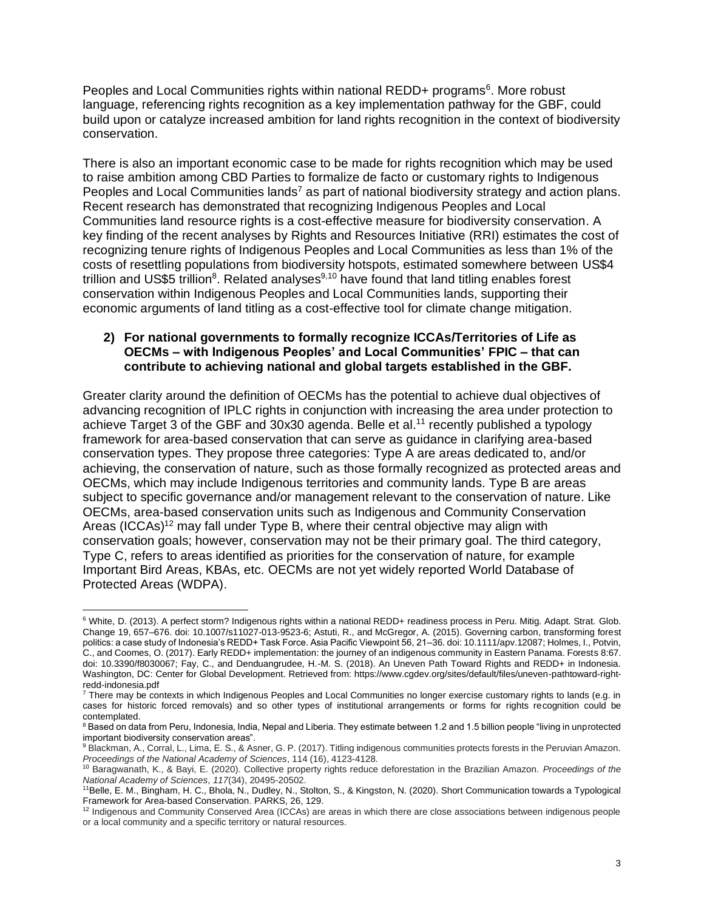Peoples and Local Communities rights within national REDD+ programs[6]. More robust language, referencing rights recognition as a key implementation pathway for the GBF, could build upon or catalyze increased ambition for land rights recognition in the context of biodiversity conservation.

There is also an important economic case to be made for rights recognition which may be used to raise ambition among CBD Parties to formalize de facto or customary rights to Indigenous Peoples and Local Communities lands[7] as part of national biodiversity strategy and action plans. Recent research has demonstrated that recognizing Indigenous Peoples and Local Communities land resource rights is a cost-effective measure for biodiversity conservation. A key finding of the recent analyses by Rights and Resources Initiative (RRI) estimates the cost of recognizing tenure rights of Indigenous Peoples and Local Communities as less than 1% of the costs of resettling populations from biodiversity hotspots, estimated somewhere between US$4 trillion and US$5 trillion[8]. Related analyses[9,10] have found that land titling enables forest conservation within Indigenous Peoples and Local Communities lands, supporting their economic arguments of land titling as a cost-effective tool for climate change mitigation.

2) **For national governments to formally recognize ICCAs/Territories of Life as OECMs – with Indigenous Peoples' and Local Communities' FPIC – that can contribute to achieving national and global targets established in the GBF.**

Greater clarity around the definition of OECMs has the potential to achieve dual objectives of advancing recognition of IPLC rights in conjunction with increasing the area under protection to achieve Target 3 of the GBF and 30x30 agenda. Belle et al.[11] recently published a typology framework for area-based conservation that can serve as guidance in clarifying area-based conservation types. They propose three categories: Type A are areas dedicated to, and/or achieving, the conservation of nature, such as those formally recognized as protected areas and OECMs, which may include Indigenous territories and community lands. Type B are areas subject to specific governance and/or management relevant to the conservation of nature. Like OECMs, area-based conservation units such as Indigenous and Community Conservation Areas (ICCAs)[12] may fall under Type B, where their central objective may align with conservation goals; however, conservation may not be their primary goal. The third category, Type C, refers to areas identified as priorities for the conservation of nature, for example Important Bird Areas, KBAs, etc. OECMs are not yet widely reported World Database of Protected Areas (WDPA).

---

[6] White, D. (2013). A perfect storm? Indigenous rights within a national REDD+ readiness process in Peru. Mitig. Adapt. Strat. Glob. Change 19, 657–676. doi: 10.1007/s11027-013-9523-6; Astuti, R., and McGregor, A. (2015). Governing carbon, transforming forest politics: a case study of Indonesia's REDD+ Task Force. Asia Pacific Viewpoint 56, 21–36. doi: 10.1111/apv.12087; Holmes, I., Potvin, C., and Coomes, O. (2017). Early REDD+ implementation: the journey of an indigenous community in Eastern Panama. Forests 8:67. doi: 10.3390/f8030067; Fay, C., and Denduangrudee, H.-M. S. (2018). An Uneven Path Toward Rights and REDD+ in Indonesia. Washington, DC: Center for Global Development. Retrieved from: https://www.cgdev.org/sites/default/files/uneven-pathtoward-right-redd-indonesia.pdf

[7] There may be contexts in which Indigenous Peoples and Local Communities no longer exercise customary rights to lands (e.g. in cases for historic forced removals) and so other types of institutional arrangements or forms for rights recognition could be contemplated.

[8] Based on data from Peru, Indonesia, India, Nepal and Liberia. They estimate between 1.2 and 1.5 billion people "living in unprotected important biodiversity conservation areas".

[9] Blackman, A., Corral, L., Lima, E. S., & Asner, G. P. (2017). Titling indigenous communities protects forests in the Peruvian Amazon. *Proceedings of the National Academy of Sciences*, 114 (16), 4123-4128.

[10] Baragwanath, K., & Bayi, E. (2020). Collective property rights reduce deforestation in the Brazilian Amazon. *Proceedings of the National Academy of Sciences*, *117*(34), 20495-20502.

[11] Belle, E. M., Bingham, H. C., Bhola, N., Dudley, N., Stolton, S., & Kingston, N. (2020). Short Communication towards a Typological Framework for Area-based Conservation. PARKS, 26, 129.

[12] Indigenous and Community Conserved Area (ICCAs) are areas in which there are close associations between indigenous people or a local community and a specific territory or natural resources.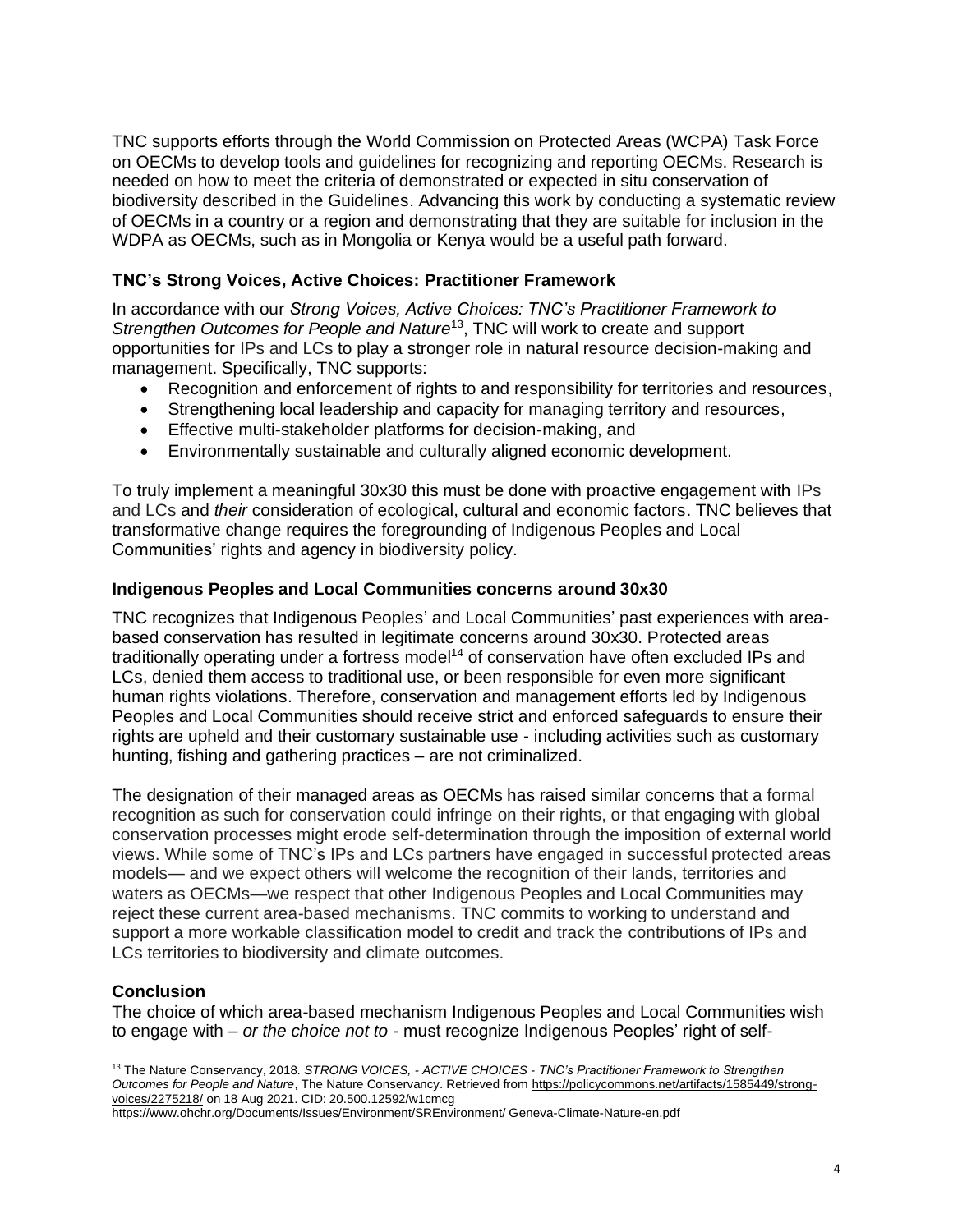TNC supports efforts through the World Commission on Protected Areas (WCPA) Task Force on OECMs to develop tools and guidelines for recognizing and reporting OECMs. Research is needed on how to meet the criteria of demonstrated or expected in situ conservation of biodiversity described in the Guidelines. Advancing this work by conducting a systematic review of OECMs in a country or a region and demonstrating that they are suitable for inclusion in the WDPA as OECMs, such as in Mongolia or Kenya would be a useful path forward.

### TNC's Strong Voices, Active Choices: Practitioner Framework

In accordance with our *Strong Voices, Active Choices: TNC's Practitioner Framework to Strengthen Outcomes for People and Nature*[13], TNC will work to create and support opportunities for IPs and LCs to play a stronger role in natural resource decision-making and management. Specifically, TNC supports:

- Recognition and enforcement of rights to and responsibility for territories and resources,
- Strengthening local leadership and capacity for managing territory and resources,
- Effective multi-stakeholder platforms for decision-making, and
- Environmentally sustainable and culturally aligned economic development.

To truly implement a meaningful 30x30 this must be done with proactive engagement with IPs and LCs and *their* consideration of ecological, cultural and economic factors. TNC believes that transformative change requires the foregrounding of Indigenous Peoples and Local Communities' rights and agency in biodiversity policy.

### Indigenous Peoples and Local Communities concerns around 30x30

TNC recognizes that Indigenous Peoples' and Local Communities' past experiences with area-based conservation has resulted in legitimate concerns around 30x30. Protected areas traditionally operating under a fortress model[14] of conservation have often excluded IPs and LCs, denied them access to traditional use, or been responsible for even more significant human rights violations. Therefore, conservation and management efforts led by Indigenous Peoples and Local Communities should receive strict and enforced safeguards to ensure their rights are upheld and their customary sustainable use - including activities such as customary hunting, fishing and gathering practices – are not criminalized.

The designation of their managed areas as OECMs has raised similar concerns that a formal recognition as such for conservation could infringe on their rights, or that engaging with global conservation processes might erode self-determination through the imposition of external world views. While some of TNC's IPs and LCs partners have engaged in successful protected areas models— and we expect others will welcome the recognition of their lands, territories and waters as OECMs—we respect that other Indigenous Peoples and Local Communities may reject these current area-based mechanisms. TNC commits to working to understand and support a more workable classification model to credit and track the contributions of IPs and LCs territories to biodiversity and climate outcomes.

### Conclusion

The choice of which area-based mechanism Indigenous Peoples and Local Communities wish to engage with – *or the choice not to* - must recognize Indigenous Peoples' right of self-

---

[13] The Nature Conservancy, 2018. *STRONG VOICES, - ACTIVE CHOICES - TNC's Practitioner Framework to Strengthen Outcomes for People and Nature*, The Nature Conservancy. Retrieved from https://policycommons.net/artifacts/1585449/strong-voices/2275218/ on 18 Aug 2021. CID: 20.500.12592/w1cmcg

https://www.ohchr.org/Documents/Issues/Environment/SREnvironment/ Geneva-Climate-Nature-en.pdf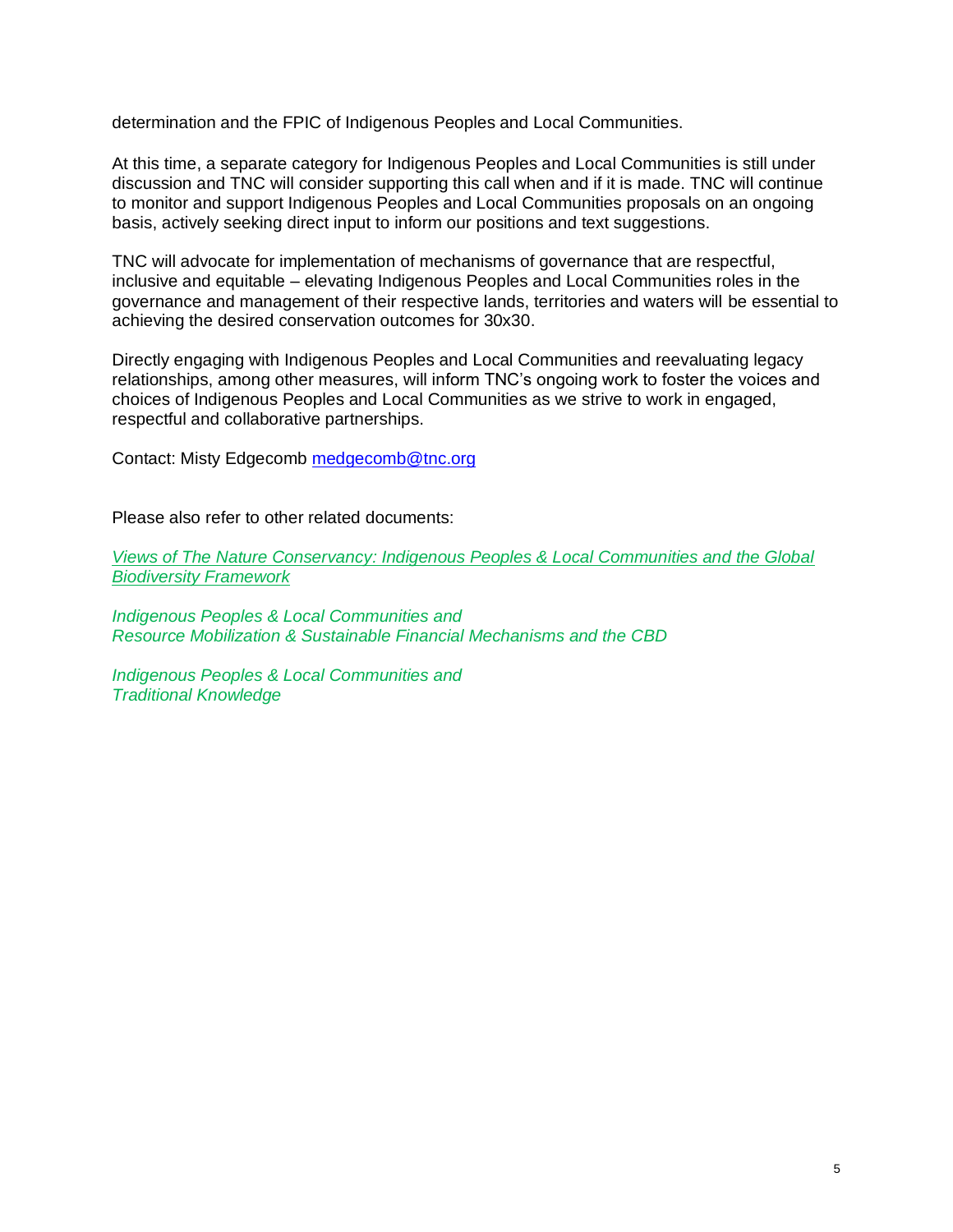determination and the FPIC of Indigenous Peoples and Local Communities.

At this time, a separate category for Indigenous Peoples and Local Communities is still under discussion and TNC will consider supporting this call when and if it is made. TNC will continue to monitor and support Indigenous Peoples and Local Communities proposals on an ongoing basis, actively seeking direct input to inform our positions and text suggestions.

TNC will advocate for implementation of mechanisms of governance that are respectful, inclusive and equitable – elevating Indigenous Peoples and Local Communities roles in the governance and management of their respective lands, territories and waters will be essential to achieving the desired conservation outcomes for 30x30.

Directly engaging with Indigenous Peoples and Local Communities and reevaluating legacy relationships, among other measures, will inform TNC's ongoing work to foster the voices and choices of Indigenous Peoples and Local Communities as we strive to work in engaged, respectful and collaborative partnerships.

Contact: Misty Edgecomb medgecomb@tnc.org

Please also refer to other related documents:

*Views of The Nature Conservancy: Indigenous Peoples & Local Communities and the Global Biodiversity Framework*

*Indigenous Peoples & Local Communities and Resource Mobilization & Sustainable Financial Mechanisms and the CBD*

*Indigenous Peoples & Local Communities and Traditional Knowledge*